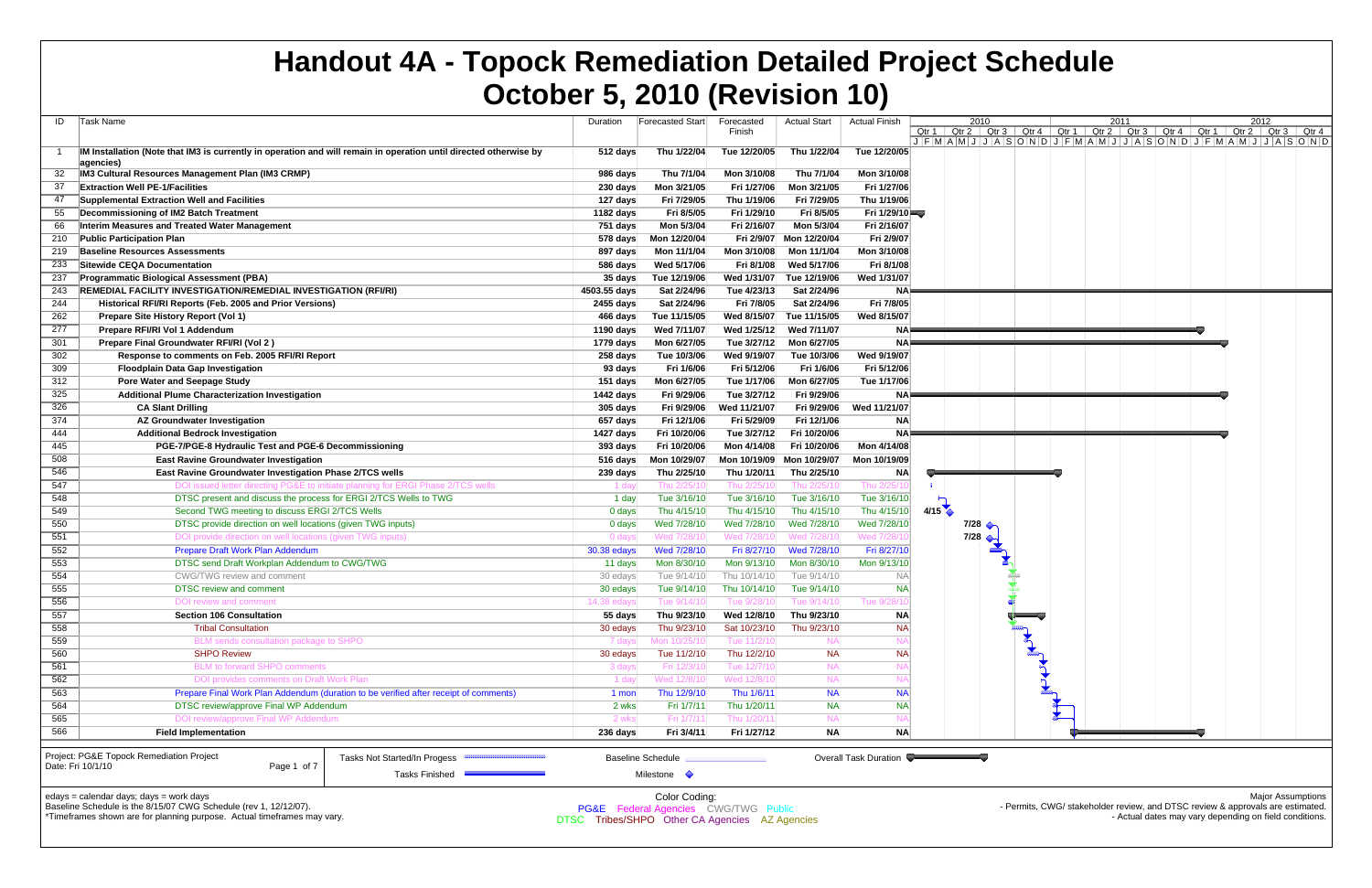# Handout 4A - Topock Remediation Detailed Project Schedule
# October 5, 2010 (Revision 10)

| ID | Task Name | Duration | Forecasted Start | Forecasted Finish | Actual Start | Actual Finish |
|---|---|---|---|---|---|---|
| 1 | **IM Installation (Note that IM3 is currently in operation and will remain in operation until directed otherwise by agencies)** | **512 days** | **Thu 1/22/04** | **Tue 12/20/05** | **Thu 1/22/04** | **Tue 12/20/05** |
| 32 | **IM3 Cultural Resources Management Plan (IM3 CRMP)** | **986 days** | **Thu 7/1/04** | **Mon 3/10/08** | **Thu 7/1/04** | **Mon 3/10/08** |
| 37 | **Extraction Well PE-1/Facilities** | **230 days** | **Mon 3/21/05** | **Fri 1/27/06** | **Mon 3/21/05** | **Fri 1/27/06** |
| 47 | **Supplemental Extraction Well and Facilities** | **127 days** | **Fri 7/29/05** | **Thu 1/19/06** | **Fri 7/29/05** | **Thu 1/19/06** |
| 55 | **Decommissioning of IM2 Batch Treatment** | **1182 days** | **Fri 8/5/05** | **Fri 1/29/10** | **Fri 8/5/05** | **Fri 1/29/10** |
| 66 | **Interim Measures and Treated Water Management** | **751 days** | **Mon 5/3/04** | **Fri 2/16/07** | **Mon 5/3/04** | **Fri 2/16/07** |
| 210 | **Public Participation Plan** | **578 days** | **Mon 12/20/04** | **Fri 2/9/07** | **Mon 12/20/04** | **Fri 2/9/07** |
| 219 | **Baseline Resources Assessments** | **897 days** | **Mon 11/1/04** | **Mon 3/10/08** | **Mon 11/1/04** | **Mon 3/10/08** |
| 233 | **Sitewide CEQA Documentation** | **586 days** | **Wed 5/17/06** | **Fri 8/1/08** | **Wed 5/17/06** | **Fri 8/1/08** |
| 237 | **Programmatic Biological Assessment (PBA)** | **35 days** | **Tue 12/19/06** | **Wed 1/31/07** | **Tue 12/19/06** | **Wed 1/31/07** |
| 243 | **REMEDIAL FACILITY INVESTIGATION/REMEDIAL INVESTIGATION (RFI/RI)** | **4503.55 days** | **Sat 2/24/96** | **Tue 4/23/13** | **Sat 2/24/96** | **NA** |
| 244 | **Historical RFI/RI Reports (Feb. 2005 and Prior Versions)** | **2455 days** | **Sat 2/24/96** | **Fri 7/8/05** | **Sat 2/24/96** | **Fri 7/8/05** |
| 262 | **Prepare Site History Report (Vol 1)** | **466 days** | **Tue 11/15/05** | **Wed 8/15/07** | **Tue 11/15/05** | **Wed 8/15/07** |
| 277 | **Prepare RFI/RI Vol 1 Addendum** | **1190 days** | **Wed 7/11/07** | **Wed 1/25/12** | **Wed 7/11/07** | **NA** |
| 301 | **Prepare Final Groundwater RFI/RI (Vol 2 )** | **1779 days** | **Mon 6/27/05** | **Tue 3/27/12** | **Mon 6/27/05** | **NA** |
| 302 | **Response to comments on Feb. 2005 RFI/RI Report** | **258 days** | **Tue 10/3/06** | **Wed 9/19/07** | **Tue 10/3/06** | **Wed 9/19/07** |
| 309 | **Floodplain Data Gap Investigation** | **93 days** | **Fri 1/6/06** | **Fri 5/12/06** | **Fri 1/6/06** | **Fri 5/12/06** |
| 312 | **Pore Water and Seepage Study** | **151 days** | **Mon 6/27/05** | **Tue 1/17/06** | **Mon 6/27/05** | **Tue 1/17/06** |
| 325 | **Additional Plume Characterization Investigation** | **1442 days** | **Fri 9/29/06** | **Tue 3/27/12** | **Fri 9/29/06** | **NA** |
| 326 | **CA Slant Drilling** | **305 days** | **Fri 9/29/06** | **Wed 11/21/07** | **Fri 9/29/06** | **Wed 11/21/07** |
| 374 | **AZ Groundwater Investigation** | **657 days** | **Fri 12/1/06** | **Fri 5/29/09** | **Fri 12/1/06** | **NA** |
| 444 | **Additional Bedrock Investigation** | **1427 days** | **Fri 10/20/06** | **Tue 3/27/12** | **Fri 10/20/06** | **NA** |
| 445 | **PGE-7/PGE-8 Hydraulic Test and PGE-6 Decommissioning** | **393 days** | **Fri 10/20/06** | **Mon 4/14/08** | **Fri 10/20/06** | **Mon 4/14/08** |
| 508 | **East Ravine Groundwater Investigation** | **516 days** | **Mon 10/29/07** | **Mon 10/19/09** | **Mon 10/29/07** | **Mon 10/19/09** |
| 546 | **East Ravine Groundwater Investigation Phase 2/TCS wells** | **239 days** | **Thu 2/25/10** | **Thu 1/20/11** | **Thu 2/25/10** | **NA** |
| 547 | DOI issued letter directing PG&E to initiate planning for ERGI Phase 2/TCS wells | 1 day | Thu 2/25/10 | Thu 2/25/10 | Thu 2/25/10 | Thu 2/25/10 |
| 548 | DTSC present and discuss the process for ERGI 2/TCS Wells to TWG | 1 day | Tue 3/16/10 | Tue 3/16/10 | Tue 3/16/10 | Tue 3/16/10 |
| 549 | Second TWG meeting to discuss ERGI 2/TCS Wells | 0 days | Thu 4/15/10 | Thu 4/15/10 | Thu 4/15/10 | Thu 4/15/10 |
| 550 | DTSC provide direction on well locations (given TWG inputs) | 0 days | Wed 7/28/10 | Wed 7/28/10 | Wed 7/28/10 | Wed 7/28/10 |
| 551 | DOI provide direction on well locations (given TWG inputs) | 0 days | Wed 7/28/10 | Wed 7/28/10 | Wed 7/28/10 | Wed 7/28/10 |
| 552 | Prepare Draft Work Plan Addendum | 30.38 edays | Wed 7/28/10 | Fri 8/27/10 | Wed 7/28/10 | Fri 8/27/10 |
| 553 | DTSC send Draft Workplan Addendum to CWG/TWG | 11 days | Mon 8/30/10 | Mon 9/13/10 | Mon 8/30/10 | Mon 9/13/10 |
| 554 | CWG/TWG review and comment | 30 edays | Tue 9/14/10 | Thu 10/14/10 | Tue 9/14/10 | NA |
| 555 | DTSC review and comment | 30 edays | Tue 9/14/10 | Thu 10/14/10 | Tue 9/14/10 | NA |
| 556 | DOI review and comment | 14.38 edays | Tue 9/14/10 | Tue 9/28/10 | Tue 9/14/10 | Tue 9/28/10 |
| 557 | **Section 106 Consultation** | **55 days** | **Thu 9/23/10** | **Wed 12/8/10** | **Thu 9/23/10** | **NA** |
| 558 | Tribal Consultation | 30 edays | Thu 9/23/10 | Sat 10/23/10 | Thu 9/23/10 | NA |
| 559 | BLM sends consultation package to SHPO | 7 days | Mon 10/25/10 | Tue 11/2/10 | NA | NA |
| 560 | SHPO Review | 30 edays | Tue 11/2/10 | Thu 12/2/10 | NA | NA |
| 561 | BLM to forward SHPO comments | 3 days | Fri 12/3/10 | Tue 12/7/10 | NA | NA |
| 562 | DOI provides comments on Draft Work Plan | 1 day | Wed 12/8/10 | Wed 12/8/10 | NA | NA |
| 563 | Prepare Final Work Plan Addendum (duration to be verified after receipt of comments) | 1 mon | Thu 12/9/10 | Thu 1/6/11 | NA | NA |
| 564 | DTSC review/approve Final WP Addendum | 2 wks | Fri 1/7/11 | Thu 1/20/11 | NA | NA |
| 565 | DOI review/approve Final WP Addendum | 2 wks | Fri 1/7/11 | Thu 1/20/11 | NA | NA |
| 566 | **Field Implementation** | **236 days** | **Fri 3/4/11** | **Fri 1/27/12** | **NA** | **NA** |

Project: PG&E Topock Remediation Project
Date: Fri 10/1/10

Legend: Tasks Not Started/In Progess; Tasks Finished; Baseline Schedule; Milestone; Overall Task Duration

edays = calendar days; days = work days
Baseline Schedule is the 8/15/07 CWG Schedule (rev 1, 12/12/07).
*Timeframes shown are for planning purpose. Actual timeframes may vary.

Color Coding:
PG&E Federal Agencies CWG/TWG Public
DTSC Tribes/SHPO Other CA Agencies AZ Agencies

Major Assumptions
- Permits, CWG/ stakeholder review, and DTSC review & approvals are estimated.
- Actual dates may vary depending on field conditions.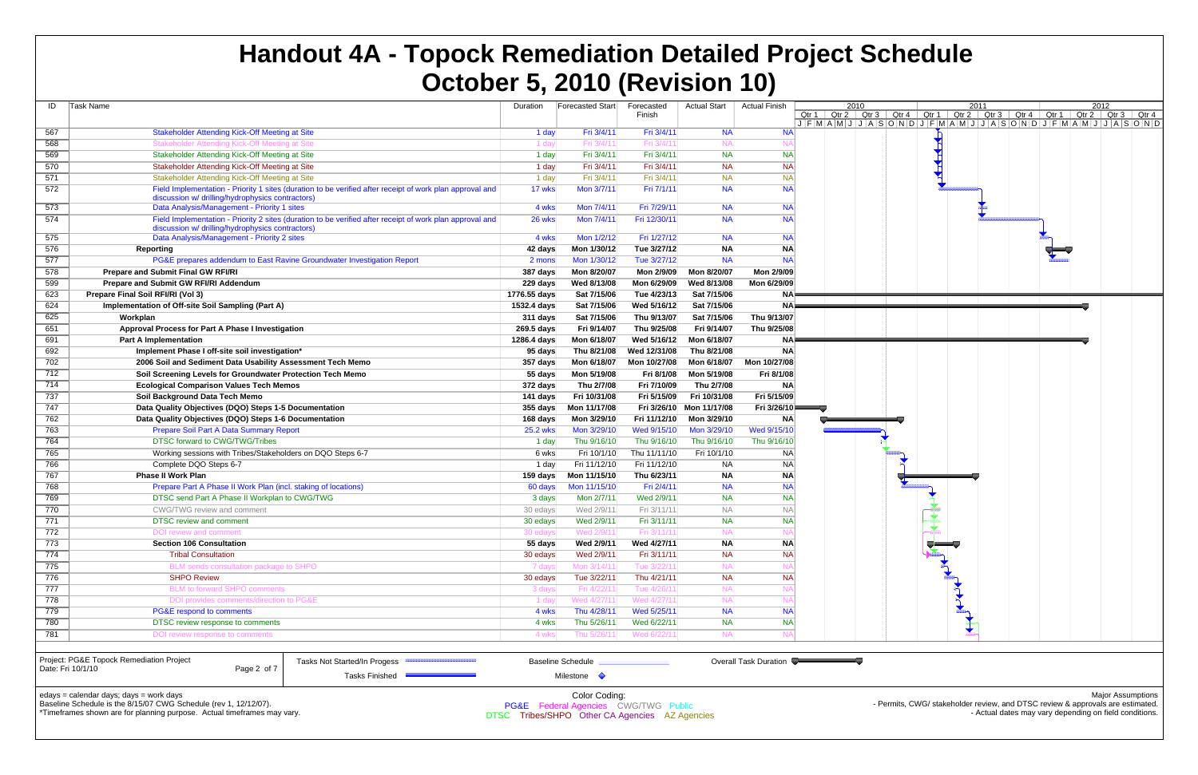# Handout 4A - Topock Remediation Detailed Project Schedule
# October 5, 2010 (Revision 10)

| ID | Task Name | Duration | Forecasted Start | Forecasted Finish | Actual Start | Actual Finish |
|---|---|---|---|---|---|---|
| 567 | Stakeholder Attending Kick-Off Meeting at Site | 1 day | Fri 3/4/11 | Fri 3/4/11 | NA | NA |
| 568 | Stakeholder Attending Kick-Off Meeting at Site | 1 day | Fri 3/4/11 | Fri 3/4/11 | NA | NA |
| 569 | Stakeholder Attending Kick-Off Meeting at Site | 1 day | Fri 3/4/11 | Fri 3/4/11 | NA | NA |
| 570 | Stakeholder Attending Kick-Off Meeting at Site | 1 day | Fri 3/4/11 | Fri 3/4/11 | NA | NA |
| 571 | Stakeholder Attending Kick-Off Meeting at Site | 1 day | Fri 3/4/11 | Fri 3/4/11 | NA | NA |
| 572 | Field Implementation - Priority 1 sites (duration to be verified after receipt of work plan approval and discussion w/ drilling/hydrophysics contractors) | 17 wks | Mon 3/7/11 | Fri 7/1/11 | NA | NA |
| 573 | Data Analysis/Management - Priority 1 sites | 4 wks | Mon 7/4/11 | Fri 7/29/11 | NA | NA |
| 574 | Field Implementation - Priority 2 sites (duration to be verified after receipt of work plan approval and discussion w/ drilling/hydrophysics contractors) | 26 wks | Mon 7/4/11 | Fri 12/30/11 | NA | NA |
| 575 | Data Analysis/Management - Priority 2 sites | 4 wks | Mon 1/2/12 | Fri 1/27/12 | NA | NA |
| 576 | **Reporting** | **42 days** | **Mon 1/30/12** | **Tue 3/27/12** | **NA** | **NA** |
| 577 | PG&E prepares addendum to East Ravine Groundwater Investigation Report | 2 mons | Mon 1/30/12 | Tue 3/27/12 | NA | NA |
| 578 | **Prepare and Submit Final GW RFI/RI** | **387 days** | **Mon 8/20/07** | **Mon 2/9/09** | **Mon 8/20/07** | **Mon 2/9/09** |
| 599 | **Prepare and Submit GW RFI/RI Addendum** | **229 days** | **Wed 8/13/08** | **Mon 6/29/09** | **Wed 8/13/08** | **Mon 6/29/09** |
| 623 | **Prepare Final Soil RFI/RI (Vol 3)** | **1776.55 days** | **Sat 7/15/06** | **Tue 4/23/13** | **Sat 7/15/06** | **NA** |
| 624 | **Implementation of Off-site Soil Sampling (Part A)** | **1532.4 days** | **Sat 7/15/06** | **Wed 5/16/12** | **Sat 7/15/06** | **NA** |
| 625 | **Workplan** | **311 days** | **Sat 7/15/06** | **Thu 9/13/07** | **Sat 7/15/06** | **Thu 9/13/07** |
| 651 | **Approval Process for Part A Phase I Investigation** | **269.5 days** | **Fri 9/14/07** | **Thu 9/25/08** | **Fri 9/14/07** | **Thu 9/25/08** |
| 691 | **Part A Implementation** | **1286.4 days** | **Mon 6/18/07** | **Wed 5/16/12** | **Mon 6/18/07** | **NA** |
| 692 | **Implement Phase I off-site soil investigation*** | **95 days** | **Thu 8/21/08** | **Wed 12/31/08** | **Thu 8/21/08** | **NA** |
| 702 | **2006 Soil and Sediment Data Usability Assessment Tech Memo** | **357 days** | **Mon 6/18/07** | **Mon 10/27/08** | **Mon 6/18/07** | **Mon 10/27/08** |
| 712 | **Soil Screening Levels for Groundwater Protection Tech Memo** | **55 days** | **Mon 5/19/08** | **Fri 8/1/08** | **Mon 5/19/08** | **Fri 8/1/08** |
| 714 | **Ecological Comparison Values Tech Memos** | **372 days** | **Thu 2/7/08** | **Fri 7/10/09** | **Thu 2/7/08** | **NA** |
| 737 | **Soil Background Data Tech Memo** | **141 days** | **Fri 10/31/08** | **Fri 5/15/09** | **Fri 10/31/08** | **Fri 5/15/09** |
| 747 | **Data Quality Objectives (DQO) Steps 1-5 Documentation** | **355 days** | **Mon 11/17/08** | **Fri 3/26/10** | **Mon 11/17/08** | **Fri 3/26/10** |
| 762 | **Data Quality Objectives (DQO) Steps 1-6 Documentation** | **168 days** | **Mon 3/29/10** | **Fri 11/12/10** | **Mon 3/29/10** | **NA** |
| 763 | Prepare Soil Part A Data Summary Report | 25.2 wks | Mon 3/29/10 | Wed 9/15/10 | Mon 3/29/10 | Wed 9/15/10 |
| 764 | DTSC forward to CWG/TWG/Tribes | 1 day | Thu 9/16/10 | Thu 9/16/10 | Thu 9/16/10 | Thu 9/16/10 |
| 765 | Working sessions with Tribes/Stakeholders on DQO Steps 6-7 | 6 wks | Fri 10/1/10 | Thu 11/11/10 | Fri 10/1/10 | NA |
| 766 | Complete DQO Steps 6-7 | 1 day | Fri 11/12/10 | Fri 11/12/10 | NA | NA |
| 767 | **Phase II Work Plan** | **159 days** | **Mon 11/15/10** | **Thu 6/23/11** | **NA** | **NA** |
| 768 | Prepare Part A Phase II Work Plan (incl. staking of locations) | 60 days | Mon 11/15/10 | Fri 2/4/11 | NA | NA |
| 769 | DTSC send Part A Phase II Workplan to CWG/TWG | 3 days | Mon 2/7/11 | Wed 2/9/11 | NA | NA |
| 770 | CWG/TWG review and comment | 30 edays | Wed 2/9/11 | Fri 3/11/11 | NA | NA |
| 771 | DTSC review and comment | 30 edays | Wed 2/9/11 | Fri 3/11/11 | NA | NA |
| 772 | DOI review and comment | 30 edays | Wed 2/9/11 | Fri 3/11/11 | NA | NA |
| 773 | **Section 106 Consultation** | **55 days** | **Wed 2/9/11** | **Wed 4/27/11** | **NA** | **NA** |
| 774 | Tribal Consultation | 30 edays | Wed 2/9/11 | Fri 3/11/11 | NA | NA |
| 775 | BLM sends consultation package to SHPO | 7 days | Mon 3/14/11 | Tue 3/22/11 | NA | NA |
| 776 | SHPO Review | 30 edays | Tue 3/22/11 | Thu 4/21/11 | NA | NA |
| 777 | BLM to forward SHPO comments | 3 days | Fri 4/22/11 | Tue 4/26/11 | NA | NA |
| 778 | DOI provides comments/direction to PG&E | 1 day | Wed 4/27/11 | Wed 4/27/11 | NA | NA |
| 779 | PG&E respond to comments | 4 wks | Thu 4/28/11 | Wed 5/25/11 | NA | NA |
| 780 | DTSC review response to comments | 4 wks | Thu 5/26/11 | Wed 6/22/11 | NA | NA |
| 781 | DOI review response to comments | 4 wks | Thu 5/26/11 | Wed 6/22/11 | NA | NA |

Project: PG&E Topock Remediation Project
Date: Fri 10/1/10

Legend: Tasks Not Started/In Progress; Tasks Finished; Baseline Schedule; Milestone; Overall Task Duration

edays = calendar days; days = work days
Baseline Schedule is the 8/15/07 CWG Schedule (rev 1, 12/12/07).
*Timeframes shown are for planning purpose. Actual timeframes may vary.

Color Coding:
PG&E  Federal Agencies  CWG/TWG  Public
DTSC  Tribes/SHPO  Other CA Agencies  AZ Agencies

Major Assumptions
- Permits, CWG/ stakeholder review, and DTSC review & approvals are estimated.
- Actual dates may vary depending on field conditions.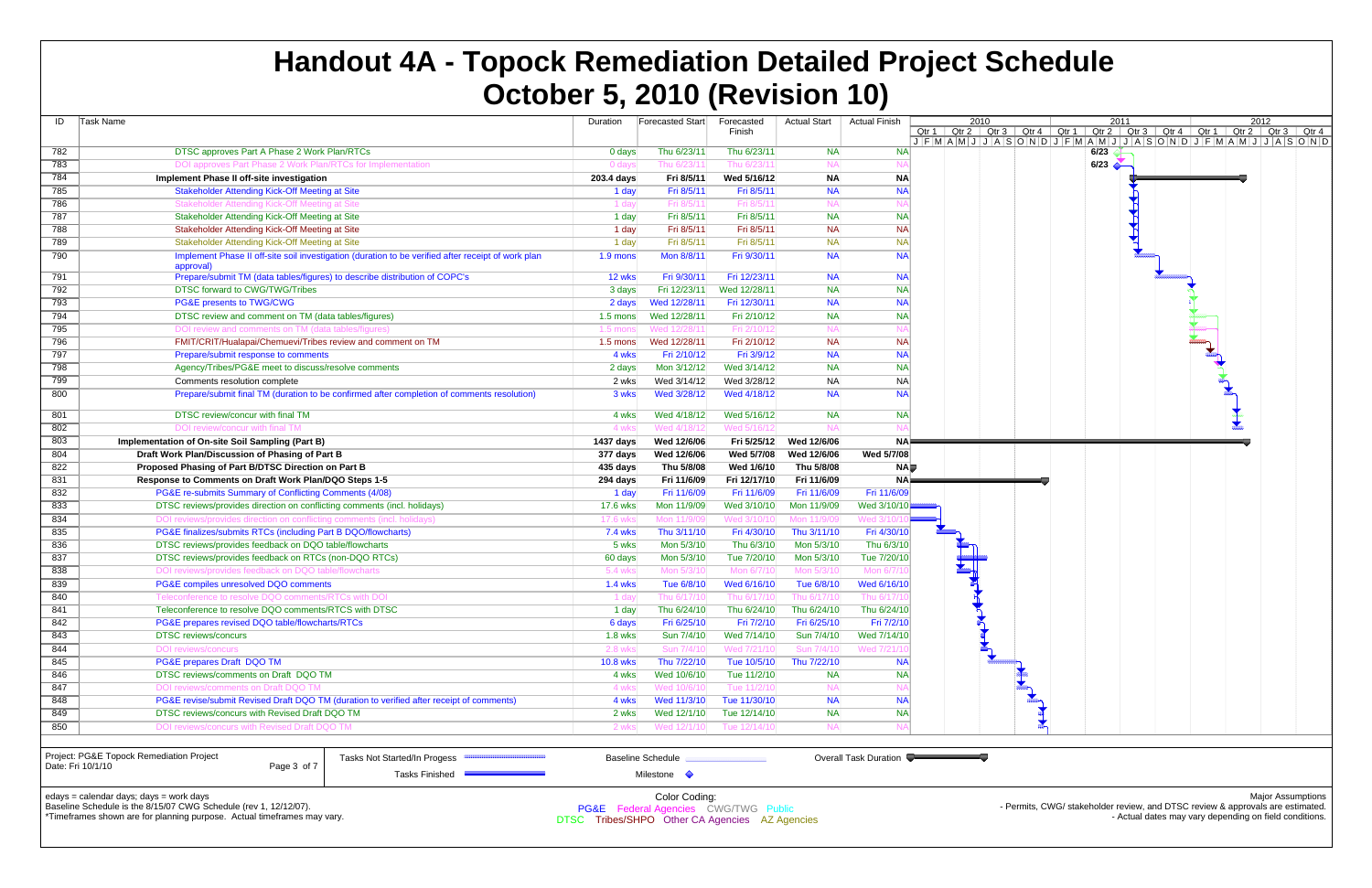# Handout 4A - Topock Remediation Detailed Project Schedule
# October 5, 2010 (Revision 10)

| ID | Task Name | Duration | Forecasted Start | Forecasted Finish | Actual Start | Actual Finish |
|---|---|---|---|---|---|---|
| 782 | DTSC approves Part A Phase 2 Work Plan/RTCs | 0 days | Thu 6/23/11 | Thu 6/23/11 | NA | NA |
| 783 | DOI approves Part Phase 2 Work Plan/RTCs for Implementation | 0 days | Thu 6/23/11 | Thu 6/23/11 | NA | NA |
| 784 | **Implement Phase II off-site investigation** | **203.4 days** | **Fri 8/5/11** | **Wed 5/16/12** | **NA** | **NA** |
| 785 | Stakeholder Attending Kick-Off Meeting at Site | 1 day | Fri 8/5/11 | Fri 8/5/11 | NA | NA |
| 786 | Stakeholder Attending Kick-Off Meeting at Site | 1 day | Fri 8/5/11 | Fri 8/5/11 | NA | NA |
| 787 | Stakeholder Attending Kick-Off Meeting at Site | 1 day | Fri 8/5/11 | Fri 8/5/11 | NA | NA |
| 788 | Stakeholder Attending Kick-Off Meeting at Site | 1 day | Fri 8/5/11 | Fri 8/5/11 | NA | NA |
| 789 | Stakeholder Attending Kick-Off Meeting at Site | 1 day | Fri 8/5/11 | Fri 8/5/11 | NA | NA |
| 790 | Implement Phase II off-site soil investigation (duration to be verified after receipt of work plan approval) | 1.9 mons | Mon 8/8/11 | Fri 9/30/11 | NA | NA |
| 791 | Prepare/submit TM (data tables/figures) to describe distribution of COPC's | 12 wks | Fri 9/30/11 | Fri 12/23/11 | NA | NA |
| 792 | DTSC forward to CWG/TWG/Tribes | 3 days | Fri 12/23/11 | Wed 12/28/11 | NA | NA |
| 793 | PG&E presents to TWG/CWG | 2 days | Wed 12/28/11 | Fri 12/30/11 | NA | NA |
| 794 | DTSC review and comment on TM (data tables/figures) | 1.5 mons | Wed 12/28/11 | Fri 2/10/12 | NA | NA |
| 795 | DOI review and comments on TM (data tables/figures) | 1.5 mons | Wed 12/28/11 | Fri 2/10/12 | NA | NA |
| 796 | FMIT/CRIT/Hualapai/Chemuevi/Tribes review and comment on TM | 1.5 mons | Wed 12/28/11 | Fri 2/10/12 | NA | NA |
| 797 | Prepare/submit response to comments | 4 wks | Fri 2/10/12 | Fri 3/9/12 | NA | NA |
| 798 | Agency/Tribes/PG&E meet to discuss/resolve comments | 2 days | Mon 3/12/12 | Wed 3/14/12 | NA | NA |
| 799 | Comments resolution complete | 2 wks | Wed 3/14/12 | Wed 3/28/12 | NA | NA |
| 800 | Prepare/submit final TM (duration to be confirmed after completion of comments resolution) | 3 wks | Wed 3/28/12 | Wed 4/18/12 | NA | NA |
| 801 | DTSC review/concur with final TM | 4 wks | Wed 4/18/12 | Wed 5/16/12 | NA | NA |
| 802 | DOI review/concur with final TM | 4 wks | Wed 4/18/12 | Wed 5/16/12 | NA | NA |
| 803 | **Implementation of On-site Soil Sampling (Part B)** | **1437 days** | **Wed 12/6/06** | **Fri 5/25/12** | **Wed 12/6/06** | **NA** |
| 804 | **Draft Work Plan/Discussion of Phasing of Part B** | **377 days** | **Wed 12/6/06** | **Wed 5/7/08** | **Wed 12/6/06** | **Wed 5/7/08** |
| 822 | **Proposed Phasing of Part B/DTSC Direction on Part B** | **435 days** | **Thu 5/8/08** | **Wed 1/6/10** | **Thu 5/8/08** | **NA** |
| 831 | **Response to Comments on Draft Work Plan/DQO Steps 1-5** | **294 days** | **Fri 11/6/09** | **Fri 12/17/10** | **Fri 11/6/09** | **NA** |
| 832 | PG&E re-submits Summary of Conflicting Comments (4/08) | 1 day | Fri 11/6/09 | Fri 11/6/09 | Fri 11/6/09 | Fri 11/6/09 |
| 833 | DTSC reviews/provides direction on conflicting comments (incl. holidays) | 17.6 wks | Mon 11/9/09 | Wed 3/10/10 | Mon 11/9/09 | Wed 3/10/10 |
| 834 | DOI reviews/provides direction on conflicting comments (incl. holidays) | 17.6 wks | Mon 11/9/09 | Wed 3/10/10 | Mon 11/9/09 | Wed 3/10/10 |
| 835 | PG&E finalizes/submits RTCs (including Part B DQO/flowcharts) | 7.4 wks | Thu 3/11/10 | Fri 4/30/10 | Thu 3/11/10 | Fri 4/30/10 |
| 836 | DTSC reviews/provides feedback on DQO table/flowcharts | 5 wks | Mon 5/3/10 | Thu 6/3/10 | Mon 5/3/10 | Thu 6/3/10 |
| 837 | DTSC reviews/provides feedback on RTCs (non-DQO RTCs) | 60 days | Mon 5/3/10 | Tue 7/20/10 | Mon 5/3/10 | Tue 7/20/10 |
| 838 | DOI reviews/provides feedback on DQO table/flowcharts | 5.4 wks | Mon 5/3/10 | Mon 6/7/10 | Mon 5/3/10 | Mon 6/7/10 |
| 839 | PG&E compiles unresolved DQO comments | 1.4 wks | Tue 6/8/10 | Wed 6/16/10 | Tue 6/8/10 | Wed 6/16/10 |
| 840 | Teleconference to resolve DQO comments/RTCs with DOI | 1 day | Thu 6/17/10 | Thu 6/17/10 | Thu 6/17/10 | Thu 6/17/10 |
| 841 | Teleconference to resolve DQO comments/RTCS with DTSC | 1 day | Thu 6/24/10 | Thu 6/24/10 | Thu 6/24/10 | Thu 6/24/10 |
| 842 | PG&E prepares revised DQO table/flowcharts/RTCs | 6 days | Fri 6/25/10 | Fri 7/2/10 | Fri 6/25/10 | Fri 7/2/10 |
| 843 | DTSC reviews/concurs | 1.8 wks | Sun 7/4/10 | Wed 7/14/10 | Sun 7/4/10 | Wed 7/14/10 |
| 844 | DOI reviews/concurs | 2.8 wks | Sun 7/4/10 | Wed 7/21/10 | Sun 7/4/10 | Wed 7/21/10 |
| 845 | PG&E prepares Draft DQO TM | 10.8 wks | Thu 7/22/10 | Tue 10/5/10 | Thu 7/22/10 | NA |
| 846 | DTSC reviews/comments on Draft DQO TM | 4 wks | Wed 10/6/10 | Tue 11/2/10 | NA | NA |
| 847 | DOI reviews/comments on Draft DQO TM | 4 wks | Wed 10/6/10 | Tue 11/2/10 | NA | NA |
| 848 | PG&E revise/submit Revised Draft DQO TM (duration to verified after receipt of comments) | 4 wks | Wed 11/3/10 | Tue 11/30/10 | NA | NA |
| 849 | DTSC reviews/concurs with Revised Draft DQO TM | 2 wks | Wed 12/1/10 | Tue 12/14/10 | NA | NA |
| 850 | DOI reviews/concurs with Revised Draft DQO TM | 2 wks | Wed 12/1/10 | Tue 12/14/10 | NA | NA |

Project: PG&E Topock Remediation Project
Date: Fri 10/1/10

Legend: Tasks Not Started/In Progess; Tasks Finished; Baseline Schedule; Milestone; Overall Task Duration

edays = calendar days; days = work days
Baseline Schedule is the 8/15/07 CWG Schedule (rev 1, 12/12/07).
*Timeframes shown are for planning purpose. Actual timeframes may vary.

Color Coding:
PG&E, Federal Agencies, CWG/TWG, Public, DTSC, Tribes/SHPO, Other CA Agencies, AZ Agencies

Major Assumptions
- Permits, CWG/ stakeholder review, and DTSC review & approvals are estimated.
- Actual dates may vary depending on field conditions.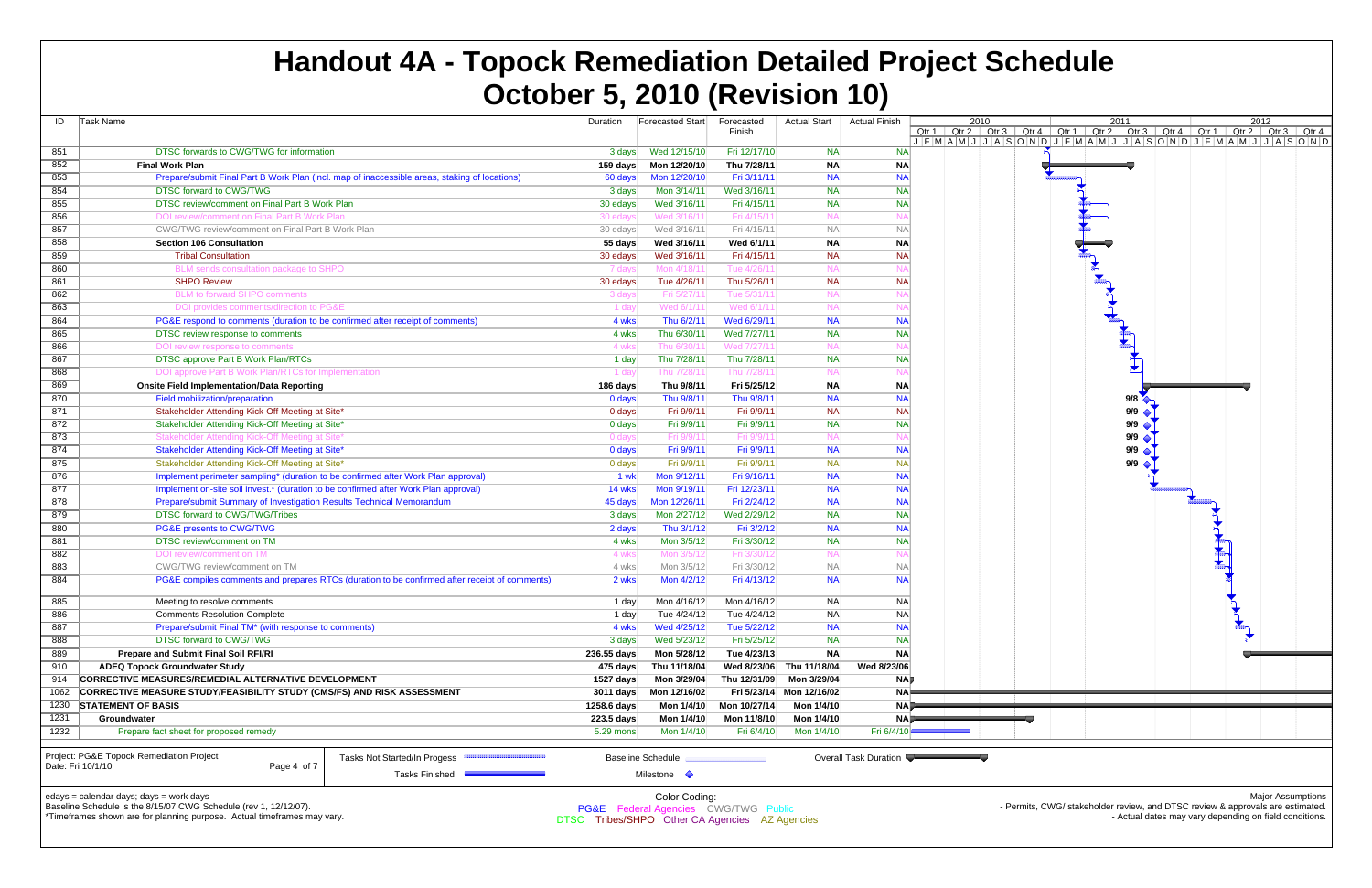# Handout 4A - Topock Remediation Detailed Project Schedule
# October 5, 2010 (Revision 10)

| ID | Task Name | Duration | Forecasted Start | Forecasted Finish | Actual Start | Actual Finish |
|---|---|---|---|---|---|---|
| 851 | DTSC forwards to CWG/TWG for information | 3 days | Wed 12/15/10 | Fri 12/17/10 | NA | NA |
| 852 | **Final Work Plan** | **159 days** | **Mon 12/20/10** | **Thu 7/28/11** | **NA** | **NA** |
| 853 | Prepare/submit Final Part B Work Plan (incl. map of inaccessible areas, staking of locations) | 60 days | Mon 12/20/10 | Fri 3/11/11 | NA | NA |
| 854 | DTSC forward to CWG/TWG | 3 days | Mon 3/14/11 | Wed 3/16/11 | NA | NA |
| 855 | DTSC review/comment on Final Part B Work Plan | 30 edays | Wed 3/16/11 | Fri 4/15/11 | NA | NA |
| 856 | DOI review/comment on Final Part B Work Plan | 30 edays | Wed 3/16/11 | Fri 4/15/11 | NA | NA |
| 857 | CWG/TWG review/comment on Final Part B Work Plan | 30 edays | Wed 3/16/11 | Fri 4/15/11 | NA | NA |
| 858 | **Section 106 Consultation** | **55 days** | **Wed 3/16/11** | **Wed 6/1/11** | **NA** | **NA** |
| 859 | Tribal Consultation | 30 edays | Wed 3/16/11 | Fri 4/15/11 | NA | NA |
| 860 | BLM sends consultation package to SHPO | 7 days | Mon 4/18/11 | Tue 4/26/11 | NA | NA |
| 861 | SHPO Review | 30 edays | Tue 4/26/11 | Thu 5/26/11 | NA | NA |
| 862 | BLM to forward SHPO comments | 3 days | Fri 5/27/11 | Tue 5/31/11 | NA | NA |
| 863 | DOI provides comments/direction to PG&E | 1 day | Wed 6/1/11 | Wed 6/1/11 | NA | NA |
| 864 | PG&E respond to comments (duration to be confirmed after receipt of comments) | 4 wks | Thu 6/2/11 | Wed 6/29/11 | NA | NA |
| 865 | DTSC review response to comments | 4 wks | Thu 6/30/11 | Wed 7/27/11 | NA | NA |
| 866 | DOI review response to comments | 4 wks | Thu 6/30/11 | Wed 7/27/11 | NA | NA |
| 867 | DTSC approve Part B Work Plan/RTCs | 1 day | Thu 7/28/11 | Thu 7/28/11 | NA | NA |
| 868 | DOI approve Part B Work Plan/RTCs for Implementation | 1 day | Thu 7/28/11 | Thu 7/28/11 | NA | NA |
| 869 | **Onsite Field Implementation/Data Reporting** | **186 days** | **Thu 9/8/11** | **Fri 5/25/12** | **NA** | **NA** |
| 870 | Field mobilization/preparation | 0 days | Thu 9/8/11 | Thu 9/8/11 | NA | NA |
| 871 | Stakeholder Attending Kick-Off Meeting at Site* | 0 days | Fri 9/9/11 | Fri 9/9/11 | NA | NA |
| 872 | Stakeholder Attending Kick-Off Meeting at Site* | 0 days | Fri 9/9/11 | Fri 9/9/11 | NA | NA |
| 873 | Stakeholder Attending Kick-Off Meeting at Site* | 0 days | Fri 9/9/11 | Fri 9/9/11 | NA | NA |
| 874 | Stakeholder Attending Kick-Off Meeting at Site* | 0 days | Fri 9/9/11 | Fri 9/9/11 | NA | NA |
| 875 | Stakeholder Attending Kick-Off Meeting at Site* | 0 days | Fri 9/9/11 | Fri 9/9/11 | NA | NA |
| 876 | Implement perimeter sampling* (duration to be confirmed after Work Plan approval) | 1 wk | Mon 9/12/11 | Fri 9/16/11 | NA | NA |
| 877 | Implement on-site soil invest.* (duration to be confirmed after Work Plan approval) | 14 wks | Mon 9/19/11 | Fri 12/23/11 | NA | NA |
| 878 | Prepare/submit Summary of Investigation Results Technical Memorandum | 45 days | Mon 12/26/11 | Fri 2/24/12 | NA | NA |
| 879 | DTSC forward to CWG/TWG/Tribes | 3 days | Mon 2/27/12 | Wed 2/29/12 | NA | NA |
| 880 | PG&E presents to CWG/TWG | 2 days | Thu 3/1/12 | Fri 3/2/12 | NA | NA |
| 881 | DTSC review/comment on TM | 4 wks | Mon 3/5/12 | Fri 3/30/12 | NA | NA |
| 882 | DOI review/comment on TM | 4 wks | Mon 3/5/12 | Fri 3/30/12 | NA | NA |
| 883 | CWG/TWG review/comment on TM | 4 wks | Mon 3/5/12 | Fri 3/30/12 | NA | NA |
| 884 | PG&E compiles comments and prepares RTCs (duration to be confirmed after receipt of comments) | 2 wks | Mon 4/2/12 | Fri 4/13/12 | NA | NA |
| 885 | Meeting to resolve comments | 1 day | Mon 4/16/12 | Mon 4/16/12 | NA | NA |
| 886 | Comments Resolution Complete | 1 day | Tue 4/24/12 | Tue 4/24/12 | NA | NA |
| 887 | Prepare/submit Final TM* (with response to comments) | 4 wks | Wed 4/25/12 | Tue 5/22/12 | NA | NA |
| 888 | DTSC forward to CWG/TWG | 3 days | Wed 5/23/12 | Fri 5/25/12 | NA | NA |
| 889 | **Prepare and Submit Final Soil RFI/RI** | **236.55 days** | **Mon 5/28/12** | **Tue 4/23/13** | **NA** | **NA** |
| 910 | **ADEQ Topock Groundwater Study** | **475 days** | **Thu 11/18/04** | **Wed 8/23/06** | **Thu 11/18/04** | **Wed 8/23/06** |
| 914 | **CORRECTIVE MEASURES/REMEDIAL ALTERNATIVE DEVELOPMENT** | **1527 days** | **Mon 3/29/04** | **Thu 12/31/09** | **Mon 3/29/04** | **NA** |
| 1062 | **CORRECTIVE MEASURE STUDY/FEASIBILITY STUDY (CMS/FS) AND RISK ASSESSMENT** | **3011 days** | **Mon 12/16/02** | **Fri 5/23/14** | **Mon 12/16/02** | **NA** |
| 1230 | **STATEMENT OF BASIS** | **1258.6 days** | **Mon 1/4/10** | **Mon 10/27/14** | **Mon 1/4/10** | **NA** |
| 1231 | **Groundwater** | **223.5 days** | **Mon 1/4/10** | **Mon 11/8/10** | **Mon 1/4/10** | **NA** |
| 1232 | Prepare fact sheet for proposed remedy | 5.29 mons | Mon 1/4/10 | Fri 6/4/10 | Mon 1/4/10 | Fri 6/4/10 |

Project: PG&E Topock Remediation Project
Date: Fri 10/1/10

Legend: Tasks Not Started/In Progress; Tasks Finished; Baseline Schedule; Milestone; Overall Task Duration

edays = calendar days; days = work days
Baseline Schedule is the 8/15/07 CWG Schedule (rev 1, 12/12/07).
*Timeframes shown are for planning purpose. Actual timeframes may vary.

Color Coding:
PG&E Federal Agencies CWG/TWG Public
DTSC Tribes/SHPO Other CA Agencies AZ Agencies

Major Assumptions
- Permits, CWG/ stakeholder review, and DTSC review & approvals are estimated.
- Actual dates may vary depending on field conditions.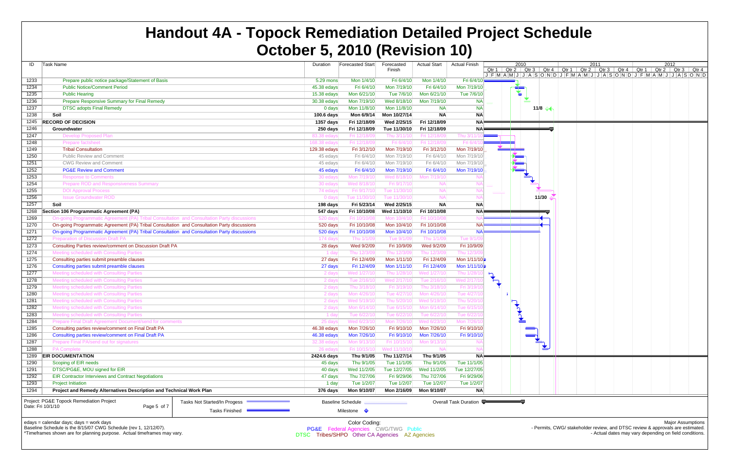# Handout 4A - Topock Remediation Detailed Project Schedule

# October 5, 2010 (Revision 10)

| ID | Task Name | Duration | Forecasted Start | Forecasted Finish | Actual Start | Actual Finish |
|---|---|---|---|---|---|---|
| 1233 | Prepare public notice package/Statement of Basis | 5.29 mons | Mon 1/4/10 | Fri 6/4/10 | Mon 1/4/10 | Fri 6/4/10 |
| 1234 | Public Notice/Comment Period | 45.38 edays | Fri 6/4/10 | Mon 7/19/10 | Fri 6/4/10 | Mon 7/19/10 |
| 1235 | Public Hearing | 15.38 edays | Mon 6/21/10 | Tue 7/6/10 | Mon 6/21/10 | Tue 7/6/10 |
| 1236 | Prepare Responsive Summary for Final Remedy | 30.38 edays | Mon 7/19/10 | Wed 8/18/10 | Mon 7/19/10 | NA |
| 1237 | DTSC adopts Final Remedy | 0 days | Mon 11/8/10 | Mon 11/8/10 | NA | NA |
| 1238 | **Soil** | **100.6 days** | **Mon 6/9/14** | **Mon 10/27/14** | **NA** | **NA** |
| 1245 | **RECORD OF DECISION** | **1357 days** | **Fri 12/18/09** | **Wed 2/25/15** | **Fri 12/18/09** | **NA** |
| 1246 | **Groundwater** | **250 days** | **Fri 12/18/09** | **Tue 11/30/10** | **Fri 12/18/09** | **NA** |
| 1247 | Develop Proposed Plan | 83.38 edays | Fri 12/18/09 | Thu 3/11/10 | Fri 12/18/09 | Thu 3/11/10 |
| 1248 | Prepare factsheet | 168.38 edays | Fri 12/18/09 | Fri 6/4/10 | Fri 12/18/09 | Fri 6/4/10 |
| 1249 | Tribal Consultation | 129.38 edays | Fri 3/12/10 | Mon 7/19/10 | Fri 3/12/10 | Mon 7/19/10 |
| 1250 | Public Review and Comment | 45 edays | Fri 6/4/10 | Mon 7/19/10 | Fri 6/4/10 | Mon 7/19/10 |
| 1251 | CWG Review and Comment | 45 edays | Fri 6/4/10 | Mon 7/19/10 | Fri 6/4/10 | Mon 7/19/10 |
| 1252 | PG&E Review and Comment | 45 edays | Fri 6/4/10 | Mon 7/19/10 | Fri 6/4/10 | Mon 7/19/10 |
| 1253 | Response to Comments | 30 edays | Mon 7/19/10 | Wed 8/18/10 | Mon 7/19/10 | NA |
| 1254 | Prepare ROD and Responsiveness Summary | 30 edays | Wed 8/18/10 | Fri 9/17/10 | NA | NA |
| 1255 | DOI Approval Process | 74 edays | Fri 9/17/10 | Tue 11/30/10 | NA | NA |
| 1256 | Issue Groundwater ROD | 0 days | Tue 11/30/10 | Tue 11/30/10 | NA | NA |
| 1257 | **Soil** | **198 days** | **Fri 5/23/14** | **Wed 2/25/15** | **NA** | **NA** |
| 1268 | **Section 106 Programmatic Agreement (PA)** | **547 days** | **Fri 10/10/08** | **Wed 11/10/10** | **Fri 10/10/08** | **NA** |
| 1269 | On-going Programmatic Agreement (PA) Tribal Consultation and Consultation Party discussions | 520 days | Fri 10/10/08 | Mon 10/4/10 | Fri 10/10/08 | NA |
| 1270 | On-going Programmatic Agreement (PA) Tribal Consultation and Consultation Party discussions | 520 days | Fri 10/10/08 | Mon 10/4/10 | Fri 10/10/08 | NA |
| 1271 | On-going Programmatic Agreement (PA) Tribal Consultation and Consultation Party discussions | 520 days | Fri 10/10/08 | Mon 10/4/10 | Fri 10/10/08 | NA |
| 1272 | Preparation of Discussion Draft PA | 174 days | Thu 1/1/09 | Tue 9/1/09 | Thu 1/1/09 | Tue 9/1/09 |
| 1273 | Consulting Parties review/comment on Discussion Draft PA | 28 days | Wed 9/2/09 | Fri 10/9/09 | Wed 9/2/09 | Fri 10/9/09 |
| 1274 | Meeting scheduled with Consulting Parties | 1 day | Thu 12/3/09 | Thu 12/3/09 | Thu 12/3/09 | Thu 12/3/09 |
| 1275 | Consulting parties submit preamble clauses | 27 days | Fri 12/4/09 | Mon 1/11/10 | Fri 12/4/09 | Mon 1/11/10 |
| 1276 | Consulting parties submit preamble clauses | 27 days | Fri 12/4/09 | Mon 1/11/10 | Fri 12/4/09 | Mon 1/11/10 |
| 1277 | Meeting scheduled with Consulting Parties | 2 days | Wed 1/27/10 | Thu 1/28/10 | Wed 1/27/10 | Thu 1/28/10 |
| 1278 | Meeting scheduled with Consulting Parties | 2 days | Tue 2/16/10 | Wed 2/17/10 | Tue 2/16/10 | Wed 2/17/10 |
| 1279 | Meeting scheduled with Consulting Parties | 2 days | Thu 3/18/10 | Fri 3/19/10 | Thu 3/18/10 | Fri 3/19/10 |
| 1280 | Meeting scheduled with Consulting Parties | 2 days | Mon 4/26/10 | Tue 4/27/10 | Mon 4/26/10 | Tue 4/27/10 |
| 1281 | Meeting scheduled with Consulting Parties | 2 days | Wed 5/19/10 | Thu 5/20/10 | Wed 5/19/10 | Thu 5/20/10 |
| 1282 | Meeting scheduled with Consulting Parties | 2 days | Mon 6/14/10 | Tue 6/15/10 | Mon 6/14/10 | Tue 6/15/10 |
| 1283 | Meeting scheduled with Consulting Parties | 1 day | Tue 6/22/10 | Tue 6/22/10 | Tue 6/22/10 | Tue 6/22/10 |
| 1284 | Prepare Final Draft Agreement Document/send for comments | 25 days | Wed 6/23/10 | Mon 7/26/10 | Wed 6/23/10 | Mon 7/26/10 |
| 1285 | Consulting parties review/comment on Final Draft PA | 46.38 edays | Mon 7/26/10 | Fri 9/10/10 | Mon 7/26/10 | Fri 9/10/10 |
| 1286 | Consulting parties review/comment on Final Draft PA | 46.38 edays | Mon 7/26/10 | Fri 9/10/10 | Mon 7/26/10 | Fri 9/10/10 |
| 1287 | Prepare Final PA/send out for signatures | 32.38 edays | Mon 9/13/10 | Fri 10/15/10 | Mon 9/13/10 | NA |
| 1288 | PA Complete | 26 edays | Fri 10/15/10 | Wed 11/10/10 | NA | NA |
| 1289 | **EIR DOCUMENTATION** | **2424.6 days** | **Thu 9/1/05** | **Thu 11/27/14** | **Thu 9/1/05** | **NA** |
| 1290 | Scoping of EIR needs | 45 days | Thu 9/1/05 | Tue 11/1/05 | Thu 9/1/05 | Tue 11/1/05 |
| 1291 | DTSC/PG&E, MOU signed for EIR | 40 days | Wed 11/2/05 | Tue 12/27/05 | Wed 11/2/05 | Tue 12/27/05 |
| 1292 | EIR Contractor Interviews and Contract Negotiations | 47 days | Thu 7/27/06 | Fri 9/29/06 | Thu 7/27/06 | Fri 9/29/06 |
| 1293 | Project Initiation | 1 day | Tue 1/2/07 | Tue 1/2/07 | Tue 1/2/07 | Tue 1/2/07 |
| 1294 | **Project and Remedy Alternatives Description and Technical Work Plan** | **376 days** | **Mon 9/10/07** | **Mon 2/16/09** | **Mon 9/10/07** | **NA** |

Project: PG&E Topock Remediation Project
Date: Fri 10/1/10

Legend: Tasks Not Started/In Progess; Tasks Finished; Baseline Schedule; Milestone; Overall Task Duration

edays = calendar days; days = work days
Baseline Schedule is the 8/15/07 CWG Schedule (rev 1, 12/12/07).
*Timeframes shown are for planning purpose. Actual timeframes may vary.

Color Coding:
PG&E Federal Agencies CWG/TWG Public
DTSC Tribes/SHPO Other CA Agencies AZ Agencies

Major Assumptions
- Permits, CWG/ stakeholder review, and DTSC review & approvals are estimated.
- Actual dates may vary depending on field conditions.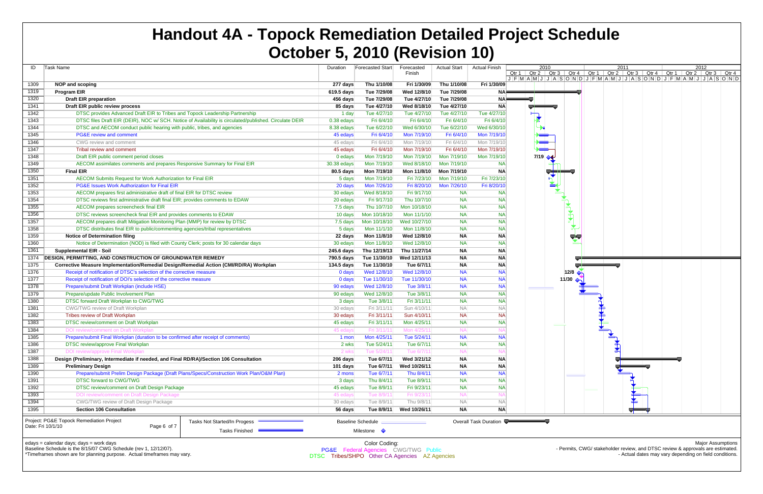# Handout 4A - Topock Remediation Detailed Project Schedule

## October 5, 2010 (Revision 10)

| ID | Task Name | Duration | Forecasted Start | Forecasted Finish | Actual Start | Actual Finish |
|---|---|---|---|---|---|---|
| 1309 | **NOP and scoping** | **277 days** | **Thu 1/10/08** | **Fri 1/30/09** | **Thu 1/10/08** | **Fri 1/30/09** |
| 1319 | **Program EIR** | **619.5 days** | **Tue 7/29/08** | **Wed 12/8/10** | **Tue 7/29/08** | **NA** |
| 1320 | **Draft EIR preparation** | **456 days** | **Tue 7/29/08** | **Tue 4/27/10** | **Tue 7/29/08** | **NA** |
| 1341 | **Draft EIR public review process** | **85 days** | **Tue 4/27/10** | **Wed 8/18/10** | **Tue 4/27/10** | **NA** |
| 1342 | DTSC provides Advanced Draft EIR to Tribes and Topock Leadership Partnership | 1 day | Tue 4/27/10 | Tue 4/27/10 | Tue 4/27/10 | Tue 4/27/10 |
| 1343 | DTSC files Draft EIR (DEIR), NOC w/ SCH. Notice of Availability is circulated/published. Circulate DEIR | 0.38 edays | Fri 6/4/10 | Fri 6/4/10 | Fri 6/4/10 | Fri 6/4/10 |
| 1344 | DTSC and AECOM conduct public hearing with public, tribes, and agencies | 8.38 edays | Tue 6/22/10 | Wed 6/30/10 | Tue 6/22/10 | Wed 6/30/10 |
| 1345 | PG&E review and comment | 45 edays | Fri 6/4/10 | Mon 7/19/10 | Fri 6/4/10 | Mon 7/19/10 |
| 1346 | CWG review and comment | 45 edays | Fri 6/4/10 | Mon 7/19/10 | Fri 6/4/10 | Mon 7/19/10 |
| 1347 | Tribal review and comment | 45 edays | Fri 6/4/10 | Mon 7/19/10 | Fri 6/4/10 | Mon 7/19/10 |
| 1348 | Draft EIR public comment period closes | 0 edays | Mon 7/19/10 | Mon 7/19/10 | Mon 7/19/10 | Mon 7/19/10 |
| 1349 | AECOM assimilates comments and prepares Responsive Summary for Final EIR | 30.38 edays | Mon 7/19/10 | Wed 8/18/10 | Mon 7/19/10 | NA |
| 1350 | **Final EIR** | **80.5 days** | **Mon 7/19/10** | **Mon 11/8/10** | **Mon 7/19/10** | **NA** |
| 1351 | AECOM Submits Request for Work Authorization for Final EIR | 5 days | Mon 7/19/10 | Fri 7/23/10 | Mon 7/19/10 | Fri 7/23/10 |
| 1352 | PG&E Issues Work Authorization for Final EIR | 20 days | Mon 7/26/10 | Fri 8/20/10 | Mon 7/26/10 | Fri 8/20/10 |
| 1353 | AECOM prepares first administrative draft of final EIR for DTSC review | 30 edays | Wed 8/18/10 | Fri 9/17/10 | NA | NA |
| 1354 | DTSC reviews first administrative draft final EIR; provides comments to EDAW | 20 edays | Fri 9/17/10 | Thu 10/7/10 | NA | NA |
| 1355 | AECOM prepares screencheck final EIR | 7.5 days | Thu 10/7/10 | Mon 10/18/10 | NA | NA |
| 1356 | DTSC reviews screencheck final EIR and provides comments to EDAW | 10 days | Mon 10/18/10 | Mon 11/1/10 | NA | NA |
| 1357 | AECOM prepares draft Mitigation Monitoring Plan (MMP) for review by DTSC | 7.5 days | Mon 10/18/10 | Wed 10/27/10 | NA | NA |
| 1358 | DTSC distributes final EIR to public/commenting agencies/tribal representatives | 5 days | Mon 11/1/10 | Mon 11/8/10 | NA | NA |
| 1359 | **Notice of Determination filing** | **22 days** | **Mon 11/8/10** | **Wed 12/8/10** | **NA** | **NA** |
| 1360 | Notice of Determination (NOD) is filed with County Clerk; posts for 30 calendar days | 30 edays | Mon 11/8/10 | Wed 12/8/10 | NA | NA |
| 1361 | **Supplemental EIR - Soil** | **245.6 days** | **Thu 12/19/13** | **Thu 11/27/14** | **NA** | **NA** |
| 1374 | **DESIGN, PERMITTING, AND CONSTRUCTION OF GROUNDWATER REMEDY** | **790.5 days** | **Tue 11/30/10** | **Wed 12/11/13** | **NA** | **NA** |
| 1375 | **Corrective Measure Implementation/Remedial Design/Remedial Action (CMI/RD/RA) Workplan** | **134.5 days** | **Tue 11/30/10** | **Tue 6/7/11** | **NA** | **NA** |
| 1376 | Receipt of notification of DTSC's selection of the corrective measure | 0 days | Wed 12/8/10 | Wed 12/8/10 | NA | NA |
| 1377 | Receipt of notification of DOI's selection of the corrective measure | 0 days | Tue 11/30/10 | Tue 11/30/10 | NA | NA |
| 1378 | Prepare/submit Draft Workplan (include HSE) | 90 edays | Wed 12/8/10 | Tue 3/8/11 | NA | NA |
| 1379 | Prepare/update Public Involvement Plan | 90 edays | Wed 12/8/10 | Tue 3/8/11 | NA | NA |
| 1380 | DTSC forward Draft Workplan to CWG/TWG | 3 days | Tue 3/8/11 | Fri 3/11/11 | NA | NA |
| 1381 | CWG/TWG review of Draft Workplan | 30 edays | Fri 3/11/11 | Sun 4/10/11 | NA | NA |
| 1382 | Tribes review of Draft Workplan | 30 edays | Fri 3/11/11 | Sun 4/10/11 | NA | NA |
| 1383 | DTSC review/comment on Draft Workplan | 45 edays | Fri 3/11/11 | Mon 4/25/11 | NA | NA |
| 1384 | DOI review/comment on Draft Workplan | 45 edays | Fri 3/11/11 | Mon 4/25/11 | NA | NA |
| 1385 | Prepare/submit Final Workplan (duration to be confirmed after receipt of comments) | 1 mon | Mon 4/25/11 | Tue 5/24/11 | NA | NA |
| 1386 | DTSC review/approve Final Workplan | 2 wks | Tue 5/24/11 | Tue 6/7/11 | NA | NA |
| 1387 | DOI review/approve Final Workplan | 2 wks | Tue 5/24/11 | Tue 6/7/11 | NA | NA |
| 1388 | **Design (Preliminary, Intermediate if needed, and Final RD/RA)/Section 106 Consultation** | **206 days** | **Tue 6/7/11** | **Wed 3/21/12** | **NA** | **NA** |
| 1389 | **Preliminary Design** | **101 days** | **Tue 6/7/11** | **Wed 10/26/11** | **NA** | **NA** |
| 1390 | Prepare/submit Prelim Design Package (Draft Plans/Specs/Construction Work Plan/O&M Plan) | 2 mons | Tue 6/7/11 | Thu 8/4/11 | NA | NA |
| 1391 | DTSC forward to CWG/TWG | 3 days | Thu 8/4/11 | Tue 8/9/11 | NA | NA |
| 1392 | DTSC review/comment on Draft Design Package | 45 edays | Tue 8/9/11 | Fri 9/23/11 | NA | NA |
| 1393 | DOI review/comment on Draft Design Package | 45 edays | Tue 8/9/11 | Fri 9/23/11 | NA | NA |
| 1394 | CWG/TWG review of Draft Design Package | 30 edays | Tue 8/9/11 | Thu 9/8/11 | NA | NA |
| 1395 | **Section 106 Consultation** | **56 days** | **Tue 8/9/11** | **Wed 10/26/11** | **NA** | **NA** |

Milestones shown on chart: 7/19, 12/8, 11/30

Project: PG&E Topock Remediation Project
Date: Fri 10/1/10

Legend: Tasks Not Started/In Progress; Tasks Finished; Baseline Schedule; Milestone; Overall Task Duration

edays = calendar days; days = work days
Baseline Schedule is the 8/15/07 CWG Schedule (rev 1, 12/12/07).
*Timeframes shown are for planning purpose. Actual timeframes may vary.

Color Coding:
PG&E Federal Agencies CWG/TWG Public
DTSC Tribes/SHPO Other CA Agencies AZ Agencies

Major Assumptions
- Permits, CWG/ stakeholder review, and DTSC review & approvals are estimated.
- Actual dates may vary depending on field conditions.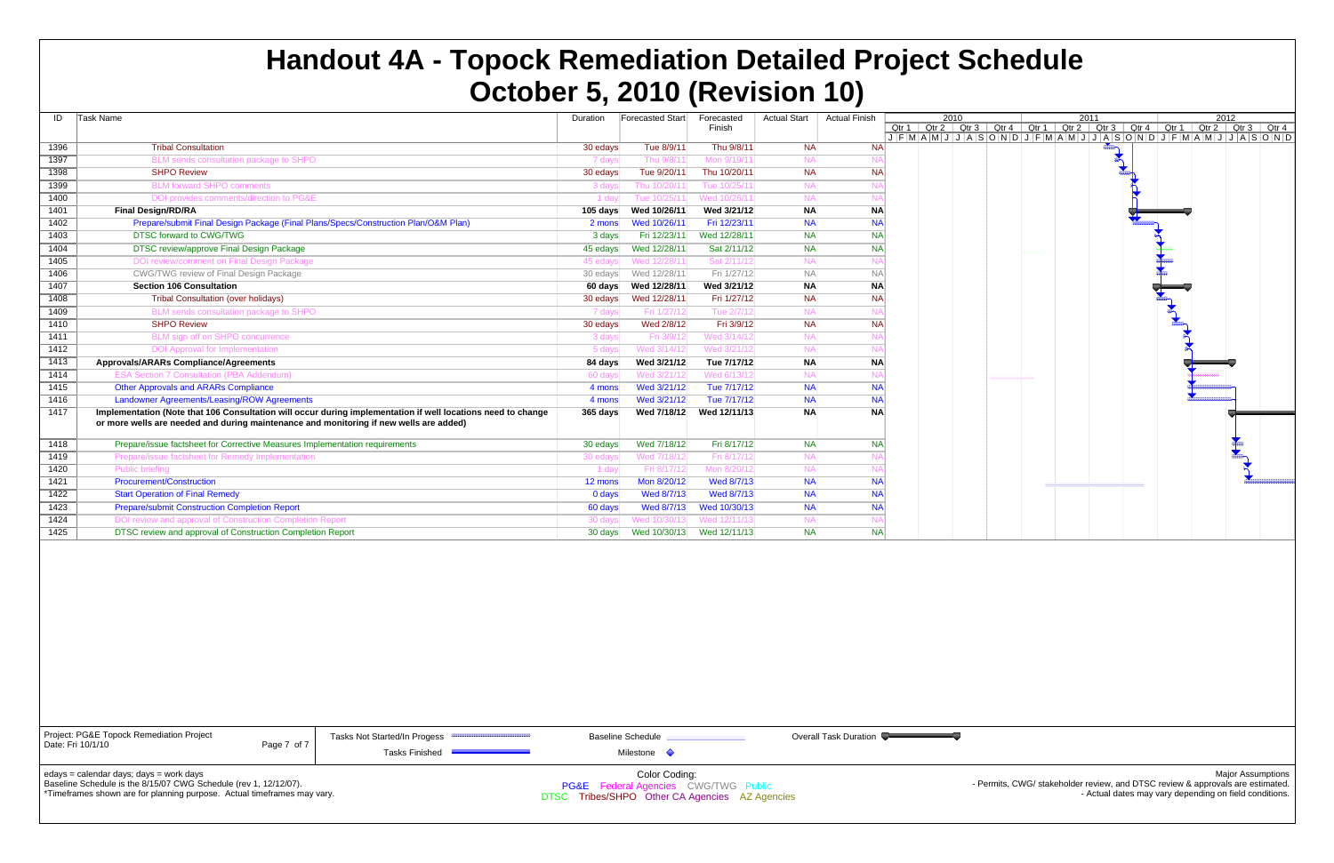# Handout 4A - Topock Remediation Detailed Project Schedule
# October 5, 2010 (Revision 10)

| ID | Task Name | Duration | Forecasted Start | Forecasted Finish | Actual Start | Actual Finish |
|---|---|---|---|---|---|---|
| 1396 | Tribal Consultation | 30 edays | Tue 8/9/11 | Thu 9/8/11 | NA | NA |
| 1397 | BLM sends consultation package to SHPO | 7 days | Thu 9/8/11 | Mon 9/19/11 | NA | NA |
| 1398 | SHPO Review | 30 edays | Tue 9/20/11 | Thu 10/20/11 | NA | NA |
| 1399 | BLM forward SHPO comments | 3 days | Thu 10/20/11 | Tue 10/25/11 | NA | NA |
| 1400 | DOI provides comments/direction to PG&E | 1 day | Tue 10/25/11 | Wed 10/26/11 | NA | NA |
| 1401 | **Final Design/RD/RA** | **105 days** | **Wed 10/26/11** | **Wed 3/21/12** | **NA** | **NA** |
| 1402 | Prepare/submit Final Design Package (Final Plans/Specs/Construction Plan/O&M Plan) | 2 mons | Wed 10/26/11 | Fri 12/23/11 | NA | NA |
| 1403 | DTSC forward to CWG/TWG | 3 days | Fri 12/23/11 | Wed 12/28/11 | NA | NA |
| 1404 | DTSC review/approve Final Design Package | 45 edays | Wed 12/28/11 | Sat 2/11/12 | NA | NA |
| 1405 | DOI review/comment on Final Design Package | 45 edays | Wed 12/28/11 | Sat 2/11/12 | NA | NA |
| 1406 | CWG/TWG review of Final Design Package | 30 edays | Wed 12/28/11 | Fri 1/27/12 | NA | NA |
| 1407 | **Section 106 Consultation** | **60 days** | **Wed 12/28/11** | **Wed 3/21/12** | **NA** | **NA** |
| 1408 | Tribal Consultation (over holidays) | 30 edays | Wed 12/28/11 | Fri 1/27/12 | NA | NA |
| 1409 | BLM sends consultation package to SHPO | 7 days | Fri 1/27/12 | Tue 2/7/12 | NA | NA |
| 1410 | SHPO Review | 30 edays | Wed 2/8/12 | Fri 3/9/12 | NA | NA |
| 1411 | BLM sign off on SHPO concurrence | 3 days | Fri 3/9/12 | Wed 3/14/12 | NA | NA |
| 1412 | DOI Approval for Implementation | 5 days | Wed 3/14/12 | Wed 3/21/12 | NA | NA |
| 1413 | **Approvals/ARARs Compliance/Agreements** | **84 days** | **Wed 3/21/12** | **Tue 7/17/12** | **NA** | **NA** |
| 1414 | ESA Section 7 Consultation (PBA Addendum) | 60 days | Wed 3/21/12 | Wed 6/13/12 | NA | NA |
| 1415 | Other Approvals and ARARs Compliance | 4 mons | Wed 3/21/12 | Tue 7/17/12 | NA | NA |
| 1416 | Landowner Agreements/Leasing/ROW Agreements | 4 mons | Wed 3/21/12 | Tue 7/17/12 | NA | NA |
| 1417 | **Implementation (Note that 106 Consultation will occur during implementation if well locations need to change or more wells are needed and during maintenance and monitoring if new wells are added)** | **365 days** | **Wed 7/18/12** | **Wed 12/11/13** | **NA** | **NA** |
| 1418 | Prepare/issue factsheet for Corrective Measures Implementation requirements | 30 edays | Wed 7/18/12 | Fri 8/17/12 | NA | NA |
| 1419 | Prepare/issue factsheet for Remedy Implementation | 30 edays | Wed 7/18/12 | Fri 8/17/12 | NA | NA |
| 1420 | Public briefing | 1 day | Fri 8/17/12 | Mon 8/20/12 | NA | NA |
| 1421 | Procurement/Construction | 12 mons | Mon 8/20/12 | Wed 8/7/13 | NA | NA |
| 1422 | Start Operation of Final Remedy | 0 days | Wed 8/7/13 | Wed 8/7/13 | NA | NA |
| 1423 | Prepare/submit Construction Completion Report | 60 days | Wed 8/7/13 | Wed 10/30/13 | NA | NA |
| 1424 | DOI review and approval of Construction Completion Report | 30 days | Wed 10/30/13 | Wed 12/11/13 | NA | NA |
| 1425 | DTSC review and approval of Construction Completion Report | 30 days | Wed 10/30/13 | Wed 12/11/13 | NA | NA |

2010 2011 2012
Qtr 1 Qtr 2 Qtr 3 Qtr 4 Qtr 1 Qtr 2 Qtr 3 Qtr 4 Qtr 1 Qtr 2 Qtr 3 Qtr 4
J F M A M J J A S O N D J F M A M J J A S O N D J F M A M J J A S O N D

Project: PG&E Topock Remediation Project
Date: Fri 10/1/10

Tasks Not Started/In Progess | Tasks Finished | Baseline Schedule | Milestone | Overall Task Duration

edays = calendar days; days = work days
Baseline Schedule is the 8/15/07 CWG Schedule (rev 1, 12/12/07).
*Timeframes shown are for planning purpose. Actual timeframes may vary.

Color Coding:
PG&E Federal Agencies CWG/TWG Public
DTSC Tribes/SHPO Other CA Agencies AZ Agencies

Major Assumptions
- Permits, CWG/ stakeholder review, and DTSC review & approvals are estimated.
- Actual dates may vary depending on field conditions.